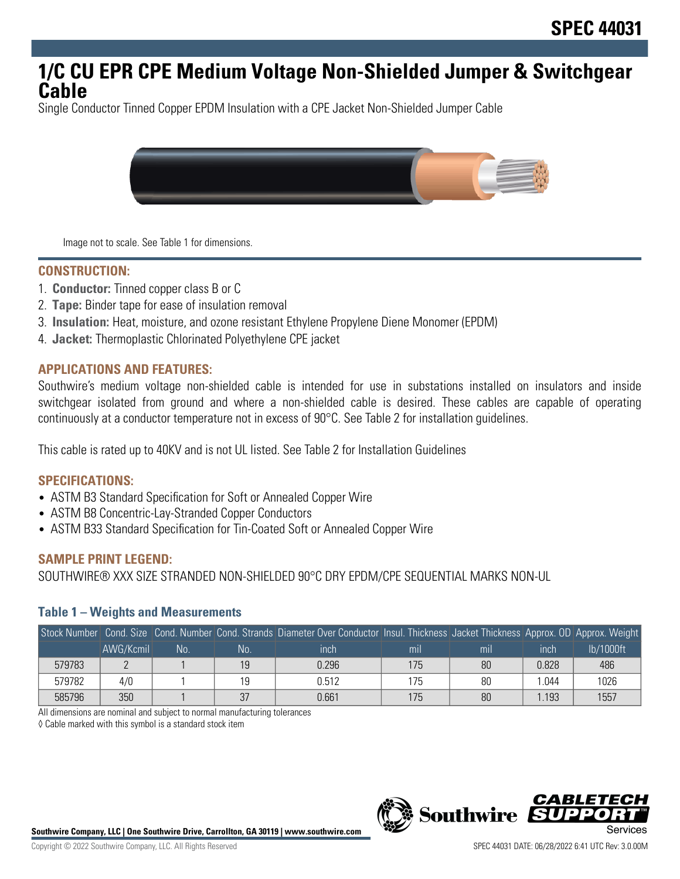# SPEC 44031

# 1/C CU EPR CPE Medium Voltage Non-Shielded Jumper & Switchgear Cable

Single Conductor Tinned Copper EPDM Insulation with a CPE Jacket Non-Shielded Jumper Cable

Image not to scale. See Table 1 for dimensions.

## CONSTRUCTION:

1. **Conductor:** Tinned copper class B or C
2. **Tape:** Binder tape for ease of insulation removal
3. **Insulation:** Heat, moisture, and ozone resistant Ethylene Propylene Diene Monomer (EPDM)
4. **Jacket:** Thermoplastic Chlorinated Polyethylene CPE jacket

## APPLICATIONS AND FEATURES:

Southwire's medium voltage non-shielded cable is intended for use in substations installed on insulators and inside switchgear isolated from ground and where a non-shielded cable is desired. These cables are capable of operating continuously at a conductor temperature not in excess of 90°C. See Table 2 for installation guidelines.

This cable is rated up to 40KV and is not UL listed. See Table 2 for Installation Guidelines

## SPECIFICATIONS:

- ASTM B3 Standard Specification for Soft or Annealed Copper Wire
- ASTM B8 Concentric-Lay-Stranded Copper Conductors
- ASTM B33 Standard Specification for Tin-Coated Soft or Annealed Copper Wire

## SAMPLE PRINT LEGEND:

SOUTHWIRE® XXX SIZE STRANDED NON-SHIELDED 90°C DRY EPDM/CPE SEQUENTIAL MARKS NON-UL

### Table 1 – Weights and Measurements

| Stock Number | Cond. Size | Cond. Number | Cond. Strands | Diameter Over Conductor | Insul. Thickness | Jacket Thickness | Approx. OD | Approx. Weight |
|---|---|---|---|---|---|---|---|---|
| | AWG/Kcmil | No. | No. | inch | mil | mil | inch | lb/1000ft |
| 579783 | 2 | 1 | 19 | 0.296 | 175 | 80 | 0.828 | 486 |
| 579782 | 4/0 | 1 | 19 | 0.512 | 175 | 80 | 1.044 | 1026 |
| 585796 | 350 | 1 | 37 | 0.661 | 175 | 80 | 1.193 | 1557 |

All dimensions are nominal and subject to normal manufacturing tolerances

◊ Cable marked with this symbol is a standard stock item

**Southwire Company, LLC | One Southwire Drive, Carrollton, GA 30119 | www.southwire.com**

Copyright © 2022 Southwire Company, LLC. All Rights Reserved

SPEC 44031 DATE: 06/28/2022 6:41 UTC Rev: 3.0.00M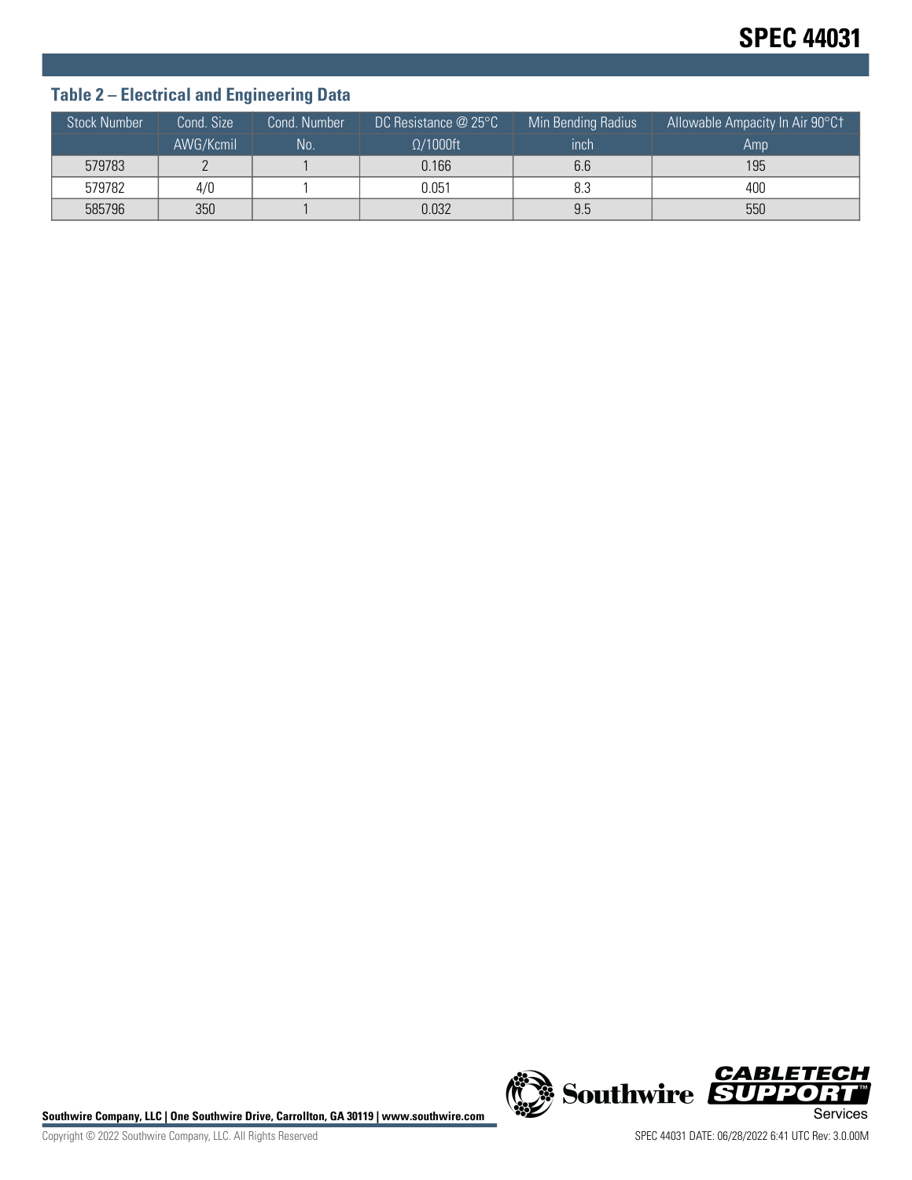### Table 2 – Electrical and Engineering Data

| Stock Number | Cond. Size | Cond. Number | DC Resistance @ 25°C | Min Bending Radius | Allowable Ampacity In Air 90°C† |
|---|---|---|---|---|---|
| | AWG/Kcmil | No. | Ω/1000ft | inch | Amp |
| 579783 | 2 | 1 | 0.166 | 6.6 | 195 |
| 579782 | 4/0 | 1 | 0.051 | 8.3 | 400 |
| 585796 | 350 | 1 | 0.032 | 9.5 | 550 |

**Southwire Company, LLC | One Southwire Drive, Carrollton, GA 30119 | www.southwire.com**

Copyright © 2022 Southwire Company, LLC. All Rights Reserved

SPEC 44031 DATE: 06/28/2022 6:41 UTC Rev: 3.0.00M